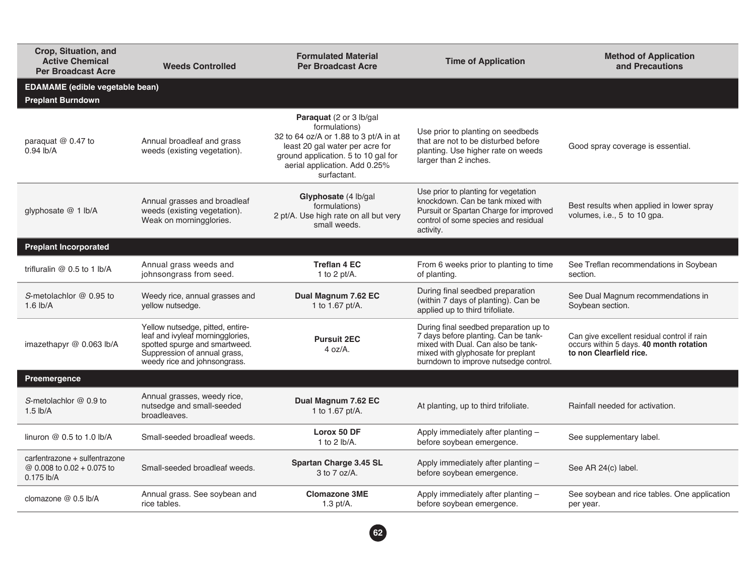| Crop, Situation, and Active Chemical Per Broadcast Acre | Weeds Controlled | Formulated Material Per Broadcast Acre | Time of Application | Method of Application and Precautions |
|---|---|---|---|---|
| **EDAMAME (edible vegetable bean)** | | | | |
| **Preplant Burndown** | | | | |
| paraquat @ 0.47 to 0.94 lb/A | Annual broadleaf and grass weeds (existing vegetation). | **Paraquat** (2 or 3 lb/gal formulations) 32 to 64 oz/A or 1.88 to 3 pt/A in at least 20 gal water per acre for ground application. 5 to 10 gal for aerial application. Add 0.25% surfactant. | Use prior to planting on seedbeds that are not to be disturbed before planting. Use higher rate on weeds larger than 2 inches. | Good spray coverage is essential. |
| glyphosate @ 1 lb/A | Annual grasses and broadleaf weeds (existing vegetation). Weak on morningglories. | **Glyphosate** (4 lb/gal formulations) 2 pt/A. Use high rate on all but very small weeds. | Use prior to planting for vegetation knockdown. Can be tank mixed with Pursuit or Spartan Charge for improved control of some species and residual activity. | Best results when applied in lower spray volumes, i.e., 5 to 10 gpa. |
| **Preplant Incorporated** | | | | |
| trifluralin @ 0.5 to 1 lb/A | Annual grass weeds and johnsongrass from seed. | **Treflan 4 EC** 1 to 2 pt/A. | From 6 weeks prior to planting to time of planting. | See Treflan recommendations in Soybean section. |
| *S*-metolachlor @ 0.95 to 1.6 lb/A | Weedy rice, annual grasses and yellow nutsedge. | **Dual Magnum 7.62 EC** 1 to 1.67 pt/A. | During final seedbed preparation (within 7 days of planting). Can be applied up to third trifoliate. | See Dual Magnum recommendations in Soybean section. |
| imazethapyr @ 0.063 lb/A | Yellow nutsedge, pitted, entire-leaf and ivyleaf morningglories, spotted spurge and smartweed. Suppression of annual grass, weedy rice and johnsongrass. | **Pursuit 2EC** 4 oz/A. | During final seedbed preparation up to 7 days before planting. Can be tank-mixed with Dual. Can also be tank-mixed with glyphosate for preplant burndown to improve nutsedge control. | Can give excellent residual control if rain occurs within 5 days. **40 month rotation to non Clearfield rice.** |
| **Preemergence** | | | | |
| *S*-metolachlor @ 0.9 to 1.5 lb/A | Annual grasses, weedy rice, nutsedge and small-seeded broadleaves. | **Dual Magnum 7.62 EC** 1 to 1.67 pt/A. | At planting, up to third trifoliate. | Rainfall needed for activation. |
| linuron @ 0.5 to 1.0 lb/A | Small-seeded broadleaf weeds. | **Lorox 50 DF** 1 to 2 lb/A. | Apply immediately after planting – before soybean emergence. | See supplementary label. |
| carfentrazone + sulfentrazone @ 0.008 to 0.02 + 0.075 to 0.175 lb/A | Small-seeded broadleaf weeds. | **Spartan Charge 3.45 SL** 3 to 7 oz/A. | Apply immediately after planting – before soybean emergence. | See AR 24(c) label. |
| clomazone @ 0.5 lb/A | Annual grass. See soybean and rice tables. | **Clomazone 3ME** 1.3 pt/A. | Apply immediately after planting – before soybean emergence. | See soybean and rice tables. One application per year. |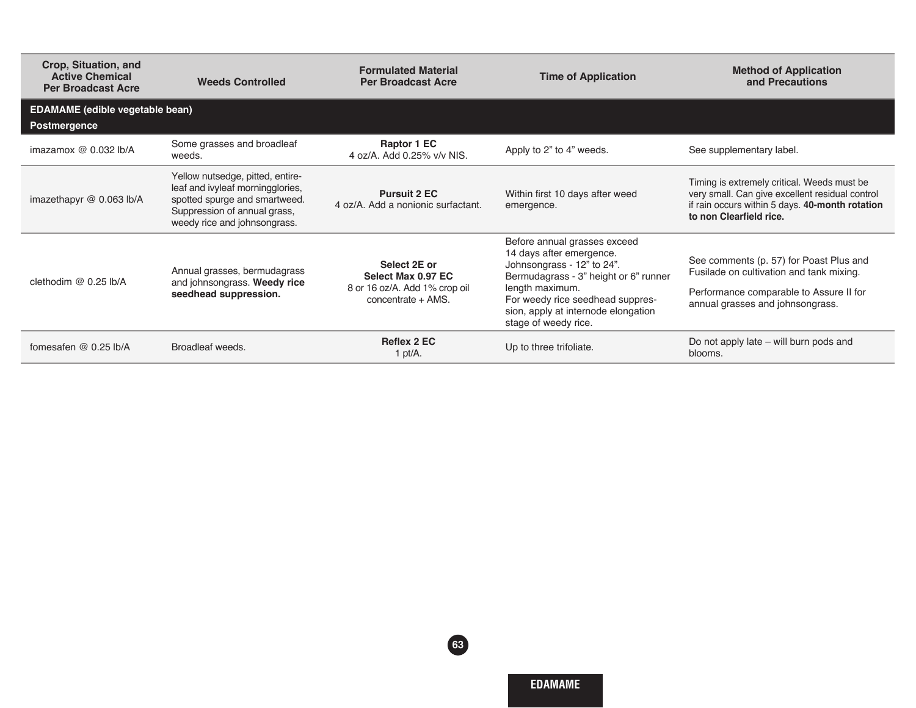| Crop, Situation, and Active Chemical Per Broadcast Acre | Weeds Controlled | Formulated Material Per Broadcast Acre | Time of Application | Method of Application and Precautions |
|---|---|---|---|---|
| **EDAMAME (edible vegetable bean)** | | | | |
| **Postmergence** | | | | |
| imazamox @ 0.032 lb/A | Some grasses and broadleaf weeds. | **Raptor 1 EC** 4 oz/A. Add 0.25% v/v NIS. | Apply to 2" to 4" weeds. | See supplementary label. |
| imazethapyr @ 0.063 lb/A | Yellow nutsedge, pitted, entire-leaf and ivyleaf morningglories, spotted spurge and smartweed. Suppression of annual grass, weedy rice and johnsongrass. | **Pursuit 2 EC** 4 oz/A. Add a nonionic surfactant. | Within first 10 days after weed emergence. | Timing is extremely critical. Weeds must be very small. Can give excellent residual control if rain occurs within 5 days. **40-month rotation to non Clearfield rice.** |
| clethodim @ 0.25 lb/A | Annual grasses, bermudagrass and johnsongrass. **Weedy rice seedhead suppression.** | **Select 2E or Select Max 0.97 EC** 8 or 16 oz/A. Add 1% crop oil concentrate + AMS. | Before annual grasses exceed 14 days after emergence. Johnsongrass - 12" to 24". Bermudagrass - 3" height or 6" runner length maximum. For weedy rice seedhead suppression, apply at internode elongation stage of weedy rice. | See comments (p. 57) for Poast Plus and Fusilade on cultivation and tank mixing. Performance comparable to Assure II for annual grasses and johnsongrass. |
| fomesafen @ 0.25 lb/A | Broadleaf weeds. | **Reflex 2 EC** 1 pt/A. | Up to three trifoliate. | Do not apply late – will burn pods and blooms. |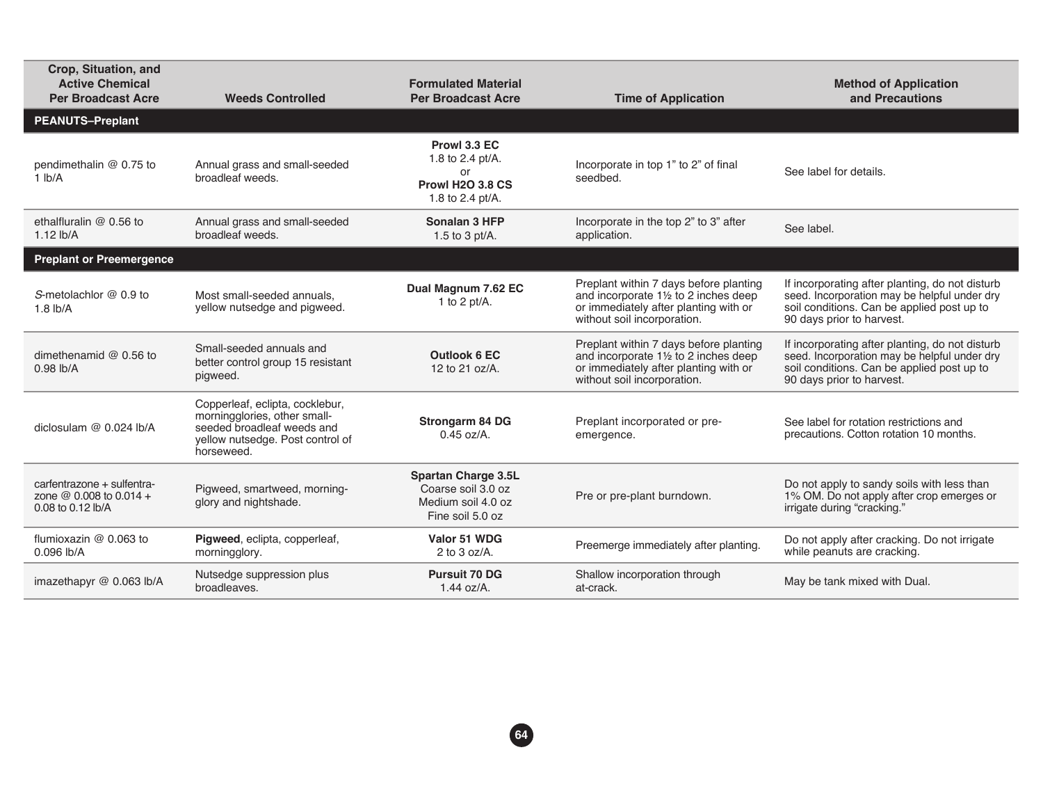| Crop, Situation, and Active Chemical Per Broadcast Acre | Weeds Controlled | Formulated Material Per Broadcast Acre | Time of Application | Method of Application and Precautions |
|---|---|---|---|---|
| **PEANUTS–Preplant** | | | | |
| pendimethalin @ 0.75 to 1 lb/A | Annual grass and small-seeded broadleaf weeds. | **Prowl 3.3 EC** 1.8 to 2.4 pt/A. or **Prowl H2O 3.8 CS** 1.8 to 2.4 pt/A. | Incorporate in top 1" to 2" of final seedbed. | See label for details. |
| ethalfluralin @ 0.56 to 1.12 lb/A | Annual grass and small-seeded broadleaf weeds. | **Sonalan 3 HFP** 1.5 to 3 pt/A. | Incorporate in the top 2" to 3" after application. | See label. |
| **Preplant or Preemergence** | | | | |
| *S*-metolachlor @ 0.9 to 1.8 lb/A | Most small-seeded annuals, yellow nutsedge and pigweed. | **Dual Magnum 7.62 EC** 1 to 2 pt/A. | Preplant within 7 days before planting and incorporate 1½ to 2 inches deep or immediately after planting with or without soil incorporation. | If incorporating after planting, do not disturb seed. Incorporation may be helpful under dry soil conditions. Can be applied post up to 90 days prior to harvest. |
| dimethenamid @ 0.56 to 0.98 lb/A | Small-seeded annuals and better control group 15 resistant pigweed. | **Outlook 6 EC** 12 to 21 oz/A. | Preplant within 7 days before planting and incorporate 1½ to 2 inches deep or immediately after planting with or without soil incorporation. | If incorporating after planting, do not disturb seed. Incorporation may be helpful under dry soil conditions. Can be applied post up to 90 days prior to harvest. |
| diclosulam @ 0.024 lb/A | Copperleaf, eclipta, cocklebur, morningglories, other small-seeded broadleaf weeds and yellow nutsedge. Post control of horseweed. | **Strongarm 84 DG** 0.45 oz/A. | Preplant incorporated or pre-emergence. | See label for rotation restrictions and precautions. Cotton rotation 10 months. |
| carfentrazone + sulfentrazone @ 0.008 to 0.014 + 0.08 to 0.12 lb/A | Pigweed, smartweed, morning-glory and nightshade. | **Spartan Charge 3.5L** Coarse soil 3.0 oz Medium soil 4.0 oz Fine soil 5.0 oz | Pre or pre-plant burndown. | Do not apply to sandy soils with less than 1% OM. Do not apply after crop emerges or irrigate during "cracking." |
| flumioxazin @ 0.063 to 0.096 lb/A | **Pigweed**, eclipta, copperleaf, morningglory. | **Valor 51 WDG** 2 to 3 oz/A. | Preemerge immediately after planting. | Do not apply after cracking. Do not irrigate while peanuts are cracking. |
| imazethapyr @ 0.063 lb/A | Nutsedge suppression plus broadleaves. | **Pursuit 70 DG** 1.44 oz/A. | Shallow incorporation through at-crack. | May be tank mixed with Dual. |